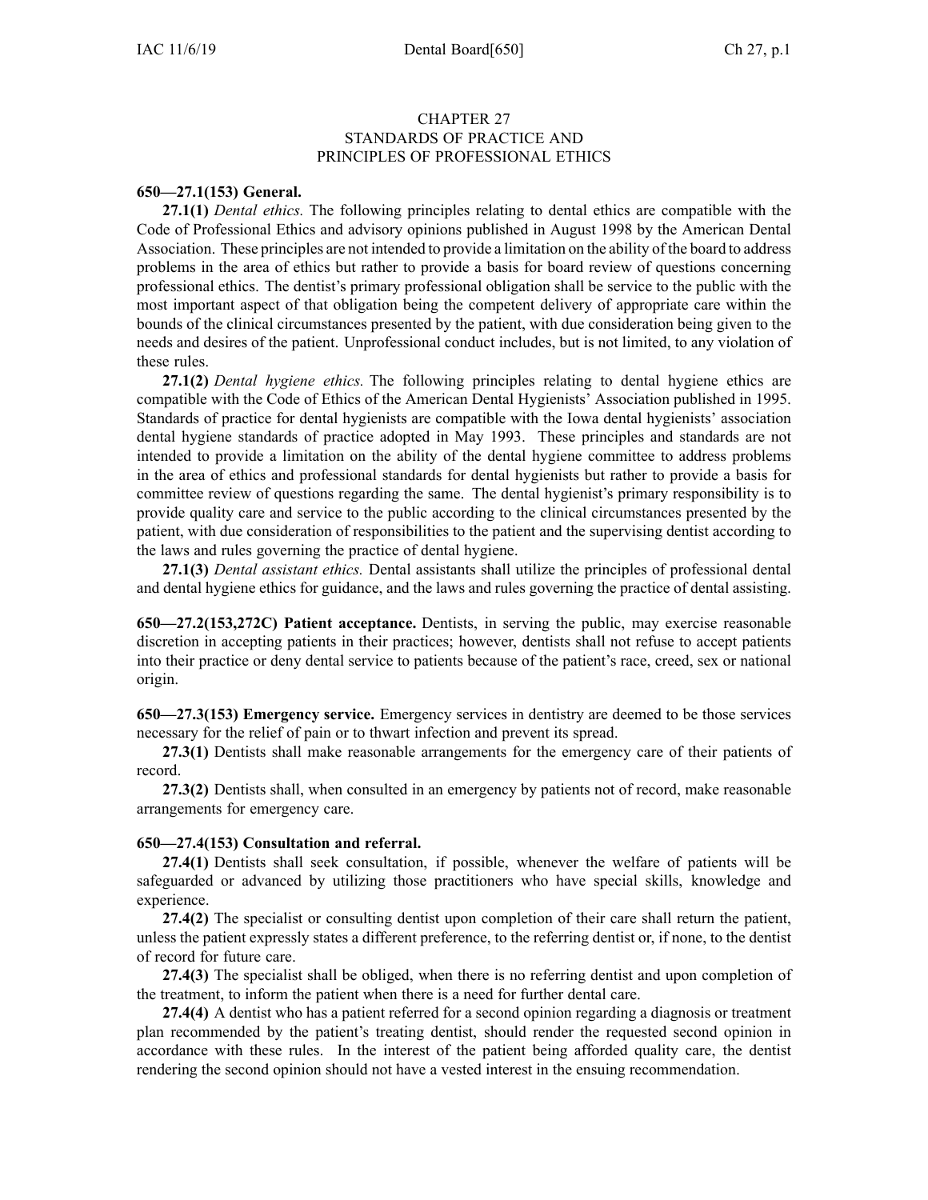# CHAPTER 27
## STANDARDS OF PRACTICE AND PRINCIPLES OF PROFESSIONAL ETHICS

**650—27.1(153) General.**

**27.1(1)** *Dental ethics.* The following principles relating to dental ethics are compatible with the Code of Professional Ethics and advisory opinions published in August 1998 by the American Dental Association. These principles are not intended to provide a limitation on the ability of the board to address problems in the area of ethics but rather to provide a basis for board review of questions concerning professional ethics. The dentist's primary professional obligation shall be service to the public with the most important aspect of that obligation being the competent delivery of appropriate care within the bounds of the clinical circumstances presented by the patient, with due consideration being given to the needs and desires of the patient. Unprofessional conduct includes, but is not limited, to any violation of these rules.

**27.1(2)** *Dental hygiene ethics.* The following principles relating to dental hygiene ethics are compatible with the Code of Ethics of the American Dental Hygienists' Association published in 1995. Standards of practice for dental hygienists are compatible with the Iowa dental hygienists' association dental hygiene standards of practice adopted in May 1993. These principles and standards are not intended to provide a limitation on the ability of the dental hygiene committee to address problems in the area of ethics and professional standards for dental hygienists but rather to provide a basis for committee review of questions regarding the same. The dental hygienist's primary responsibility is to provide quality care and service to the public according to the clinical circumstances presented by the patient, with due consideration of responsibilities to the patient and the supervising dentist according to the laws and rules governing the practice of dental hygiene.

**27.1(3)** *Dental assistant ethics.* Dental assistants shall utilize the principles of professional dental and dental hygiene ethics for guidance, and the laws and rules governing the practice of dental assisting.

**650—27.2(153,272C) Patient acceptance.** Dentists, in serving the public, may exercise reasonable discretion in accepting patients in their practices; however, dentists shall not refuse to accept patients into their practice or deny dental service to patients because of the patient's race, creed, sex or national origin.

**650—27.3(153) Emergency service.** Emergency services in dentistry are deemed to be those services necessary for the relief of pain or to thwart infection and prevent its spread.

**27.3(1)** Dentists shall make reasonable arrangements for the emergency care of their patients of record.

**27.3(2)** Dentists shall, when consulted in an emergency by patients not of record, make reasonable arrangements for emergency care.

**650—27.4(153) Consultation and referral.**

**27.4(1)** Dentists shall seek consultation, if possible, whenever the welfare of patients will be safeguarded or advanced by utilizing those practitioners who have special skills, knowledge and experience.

**27.4(2)** The specialist or consulting dentist upon completion of their care shall return the patient, unless the patient expressly states a different preference, to the referring dentist or, if none, to the dentist of record for future care.

**27.4(3)** The specialist shall be obliged, when there is no referring dentist and upon completion of the treatment, to inform the patient when there is a need for further dental care.

**27.4(4)** A dentist who has a patient referred for a second opinion regarding a diagnosis or treatment plan recommended by the patient's treating dentist, should render the requested second opinion in accordance with these rules. In the interest of the patient being afforded quality care, the dentist rendering the second opinion should not have a vested interest in the ensuing recommendation.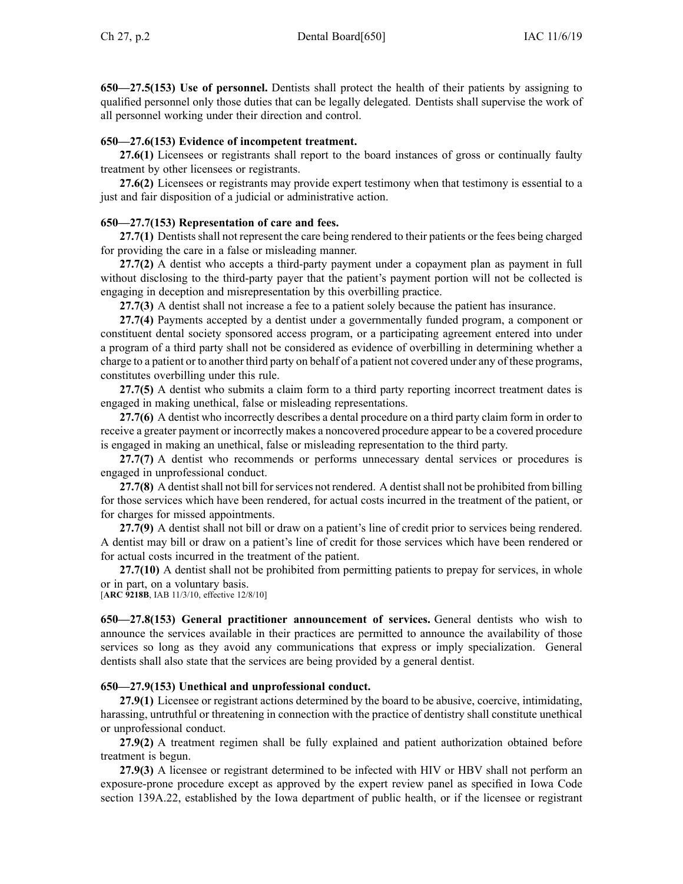**650—27.5(153) Use of personnel.** Dentists shall protect the health of their patients by assigning to qualified personnel only those duties that can be legally delegated. Dentists shall supervise the work of all personnel working under their direction and control.

**650—27.6(153) Evidence of incompetent treatment.**

**27.6(1)** Licensees or registrants shall report to the board instances of gross or continually faulty treatment by other licensees or registrants.

**27.6(2)** Licensees or registrants may provide expert testimony when that testimony is essential to a just and fair disposition of a judicial or administrative action.

**650—27.7(153) Representation of care and fees.**

**27.7(1)** Dentists shall not represent the care being rendered to their patients or the fees being charged for providing the care in a false or misleading manner.

**27.7(2)** A dentist who accepts a third-party payment under a copayment plan as payment in full without disclosing to the third-party payer that the patient's payment portion will not be collected is engaging in deception and misrepresentation by this overbilling practice.

**27.7(3)** A dentist shall not increase a fee to a patient solely because the patient has insurance.

**27.7(4)** Payments accepted by a dentist under a governmentally funded program, a component or constituent dental society sponsored access program, or a participating agreement entered into under a program of a third party shall not be considered as evidence of overbilling in determining whether a charge to a patient or to another third party on behalf of a patient not covered under any of these programs, constitutes overbilling under this rule.

**27.7(5)** A dentist who submits a claim form to a third party reporting incorrect treatment dates is engaged in making unethical, false or misleading representations.

**27.7(6)** A dentist who incorrectly describes a dental procedure on a third party claim form in order to receive a greater payment or incorrectly makes a noncovered procedure appear to be a covered procedure is engaged in making an unethical, false or misleading representation to the third party.

**27.7(7)** A dentist who recommends or performs unnecessary dental services or procedures is engaged in unprofessional conduct.

**27.7(8)** A dentist shall not bill for services not rendered. A dentist shall not be prohibited from billing for those services which have been rendered, for actual costs incurred in the treatment of the patient, or for charges for missed appointments.

**27.7(9)** A dentist shall not bill or draw on a patient's line of credit prior to services being rendered. A dentist may bill or draw on a patient's line of credit for those services which have been rendered or for actual costs incurred in the treatment of the patient.

**27.7(10)** A dentist shall not be prohibited from permitting patients to prepay for services, in whole or in part, on a voluntary basis.

[**ARC 9218B**, IAB 11/3/10, effective 12/8/10]

**650—27.8(153) General practitioner announcement of services.** General dentists who wish to announce the services available in their practices are permitted to announce the availability of those services so long as they avoid any communications that express or imply specialization. General dentists shall also state that the services are being provided by a general dentist.

**650—27.9(153) Unethical and unprofessional conduct.**

**27.9(1)** Licensee or registrant actions determined by the board to be abusive, coercive, intimidating, harassing, untruthful or threatening in connection with the practice of dentistry shall constitute unethical or unprofessional conduct.

**27.9(2)** A treatment regimen shall be fully explained and patient authorization obtained before treatment is begun.

**27.9(3)** A licensee or registrant determined to be infected with HIV or HBV shall not perform an exposure-prone procedure except as approved by the expert review panel as specified in Iowa Code section 139A.22, established by the Iowa department of public health, or if the licensee or registrant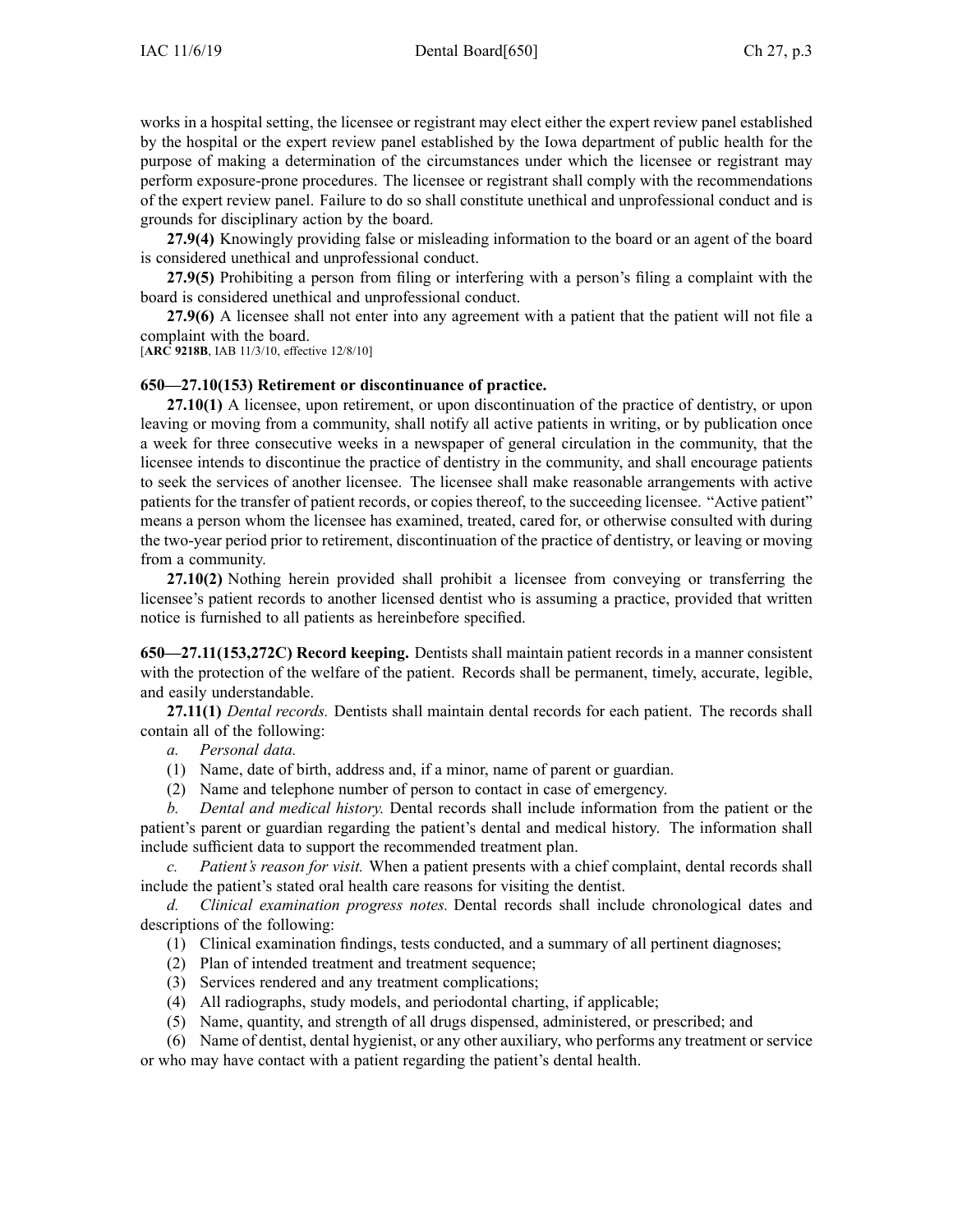works in a hospital setting, the licensee or registrant may elect either the expert review panel established by the hospital or the expert review panel established by the Iowa department of public health for the purpose of making a determination of the circumstances under which the licensee or registrant may perform exposure-prone procedures. The licensee or registrant shall comply with the recommendations of the expert review panel. Failure to do so shall constitute unethical and unprofessional conduct and is grounds for disciplinary action by the board.

**27.9(4)** Knowingly providing false or misleading information to the board or an agent of the board is considered unethical and unprofessional conduct.

**27.9(5)** Prohibiting a person from filing or interfering with a person's filing a complaint with the board is considered unethical and unprofessional conduct.

**27.9(6)** A licensee shall not enter into any agreement with a patient that the patient will not file a complaint with the board.

[**ARC 9218B**, IAB 11/3/10, effective 12/8/10]

**650—27.10(153) Retirement or discontinuance of practice.**

**27.10(1)** A licensee, upon retirement, or upon discontinuation of the practice of dentistry, or upon leaving or moving from a community, shall notify all active patients in writing, or by publication once a week for three consecutive weeks in a newspaper of general circulation in the community, that the licensee intends to discontinue the practice of dentistry in the community, and shall encourage patients to seek the services of another licensee. The licensee shall make reasonable arrangements with active patients for the transfer of patient records, or copies thereof, to the succeeding licensee. "Active patient" means a person whom the licensee has examined, treated, cared for, or otherwise consulted with during the two-year period prior to retirement, discontinuation of the practice of dentistry, or leaving or moving from a community.

**27.10(2)** Nothing herein provided shall prohibit a licensee from conveying or transferring the licensee's patient records to another licensed dentist who is assuming a practice, provided that written notice is furnished to all patients as hereinbefore specified.

**650—27.11(153,272C) Record keeping.** Dentists shall maintain patient records in a manner consistent with the protection of the welfare of the patient. Records shall be permanent, timely, accurate, legible, and easily understandable.

**27.11(1)** *Dental records.* Dentists shall maintain dental records for each patient. The records shall contain all of the following:

*a. Personal data.*

(1) Name, date of birth, address and, if a minor, name of parent or guardian.

(2) Name and telephone number of person to contact in case of emergency.

*b. Dental and medical history.* Dental records shall include information from the patient or the patient's parent or guardian regarding the patient's dental and medical history. The information shall include sufficient data to support the recommended treatment plan.

*c. Patient's reason for visit.* When a patient presents with a chief complaint, dental records shall include the patient's stated oral health care reasons for visiting the dentist.

*d. Clinical examination progress notes.* Dental records shall include chronological dates and descriptions of the following:

(1) Clinical examination findings, tests conducted, and a summary of all pertinent diagnoses;

(2) Plan of intended treatment and treatment sequence;

(3) Services rendered and any treatment complications;

(4) All radiographs, study models, and periodontal charting, if applicable;

(5) Name, quantity, and strength of all drugs dispensed, administered, or prescribed; and

(6) Name of dentist, dental hygienist, or any other auxiliary, who performs any treatment or service or who may have contact with a patient regarding the patient's dental health.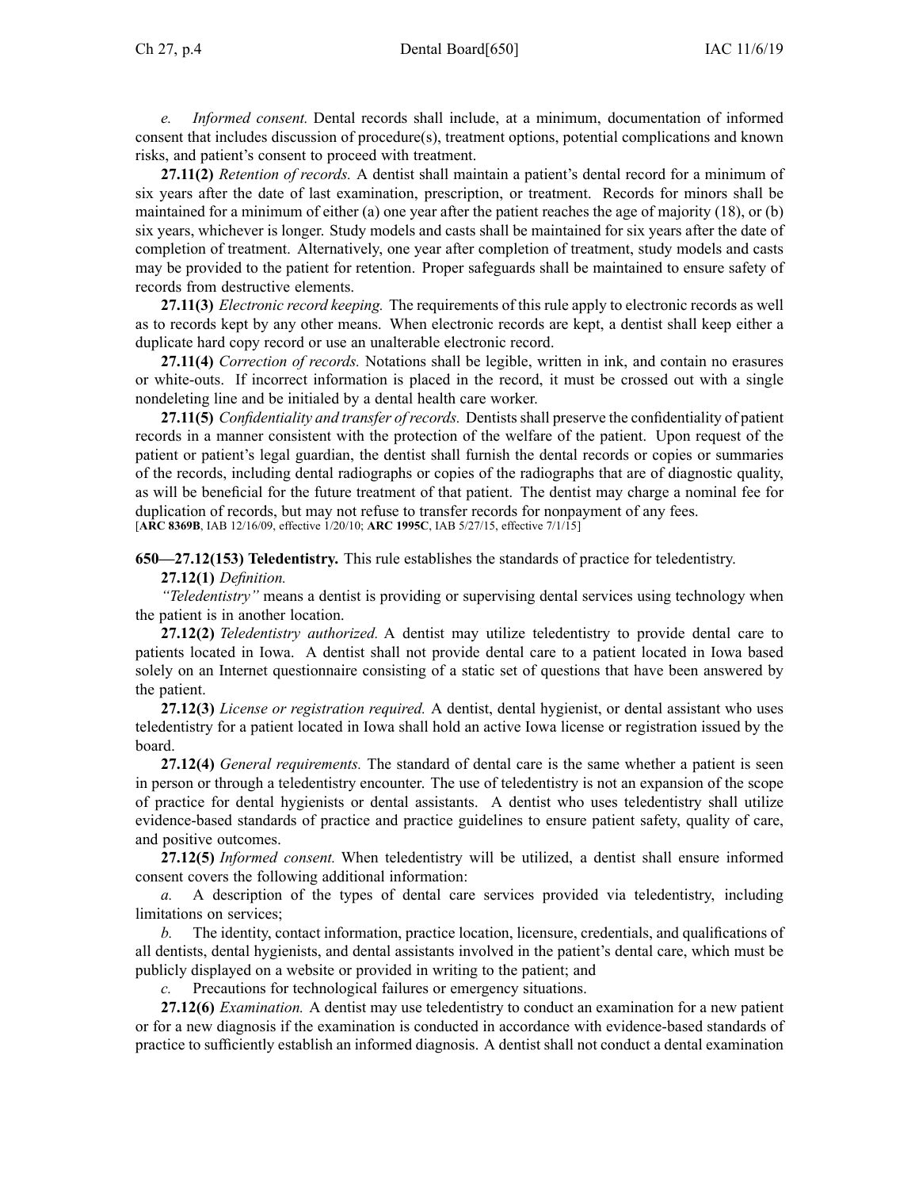*e. Informed consent.* Dental records shall include, at a minimum, documentation of informed consent that includes discussion of procedure(s), treatment options, potential complications and known risks, and patient's consent to proceed with treatment.

**27.11(2)** *Retention of records.* A dentist shall maintain a patient's dental record for a minimum of six years after the date of last examination, prescription, or treatment. Records for minors shall be maintained for a minimum of either (a) one year after the patient reaches the age of majority (18), or (b) six years, whichever is longer. Study models and casts shall be maintained for six years after the date of completion of treatment. Alternatively, one year after completion of treatment, study models and casts may be provided to the patient for retention. Proper safeguards shall be maintained to ensure safety of records from destructive elements.

**27.11(3)** *Electronic record keeping.* The requirements of this rule apply to electronic records as well as to records kept by any other means. When electronic records are kept, a dentist shall keep either a duplicate hard copy record or use an unalterable electronic record.

**27.11(4)** *Correction of records.* Notations shall be legible, written in ink, and contain no erasures or white-outs. If incorrect information is placed in the record, it must be crossed out with a single nondeleting line and be initialed by a dental health care worker.

**27.11(5)** *Confidentiality and transfer of records.* Dentists shall preserve the confidentiality of patient records in a manner consistent with the protection of the welfare of the patient. Upon request of the patient or patient's legal guardian, the dentist shall furnish the dental records or copies or summaries of the records, including dental radiographs or copies of the radiographs that are of diagnostic quality, as will be beneficial for the future treatment of that patient. The dentist may charge a nominal fee for duplication of records, but may not refuse to transfer records for nonpayment of any fees.

[**ARC 8369B**, IAB 12/16/09, effective 1/20/10; **ARC 1995C**, IAB 5/27/15, effective 7/1/15]

**650—27.12(153) Teledentistry.** This rule establishes the standards of practice for teledentistry.

**27.12(1)** *Definition.*

*"Teledentistry"* means a dentist is providing or supervising dental services using technology when the patient is in another location.

**27.12(2)** *Teledentistry authorized.* A dentist may utilize teledentistry to provide dental care to patients located in Iowa. A dentist shall not provide dental care to a patient located in Iowa based solely on an Internet questionnaire consisting of a static set of questions that have been answered by the patient.

**27.12(3)** *License or registration required.* A dentist, dental hygienist, or dental assistant who uses teledentistry for a patient located in Iowa shall hold an active Iowa license or registration issued by the board.

**27.12(4)** *General requirements.* The standard of dental care is the same whether a patient is seen in person or through a teledentistry encounter. The use of teledentistry is not an expansion of the scope of practice for dental hygienists or dental assistants. A dentist who uses teledentistry shall utilize evidence-based standards of practice and practice guidelines to ensure patient safety, quality of care, and positive outcomes.

**27.12(5)** *Informed consent.* When teledentistry will be utilized, a dentist shall ensure informed consent covers the following additional information:

*a.* A description of the types of dental care services provided via teledentistry, including limitations on services;

*b.* The identity, contact information, practice location, licensure, credentials, and qualifications of all dentists, dental hygienists, and dental assistants involved in the patient's dental care, which must be publicly displayed on a website or provided in writing to the patient; and

*c.* Precautions for technological failures or emergency situations.

**27.12(6)** *Examination.* A dentist may use teledentistry to conduct an examination for a new patient or for a new diagnosis if the examination is conducted in accordance with evidence-based standards of practice to sufficiently establish an informed diagnosis. A dentist shall not conduct a dental examination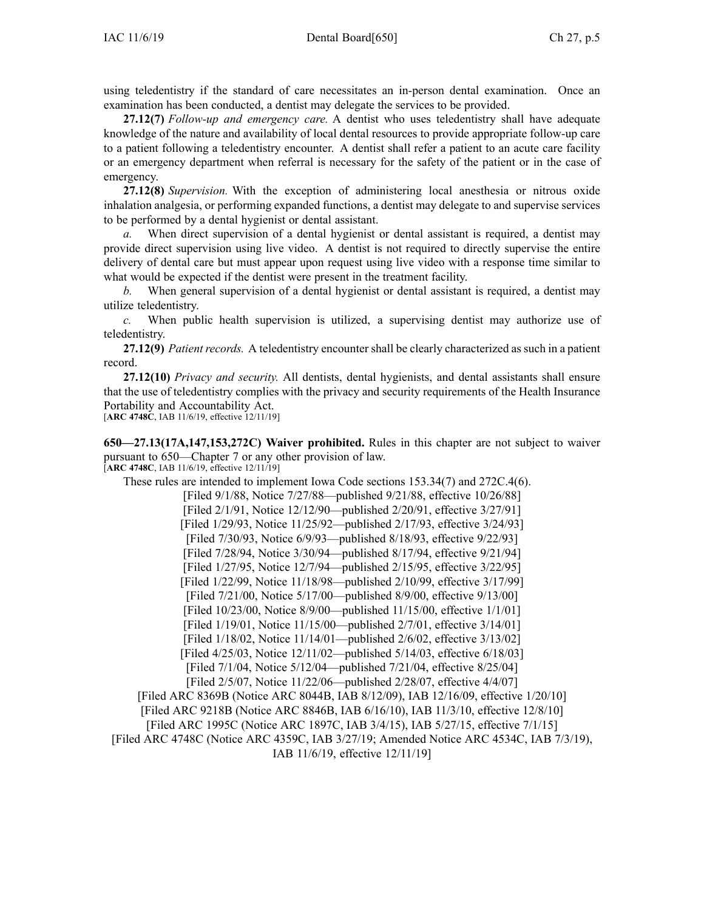using teledentistry if the standard of care necessitates an in-person dental examination. Once an examination has been conducted, a dentist may delegate the services to be provided.

**27.12(7)** *Follow-up and emergency care.* A dentist who uses teledentistry shall have adequate knowledge of the nature and availability of local dental resources to provide appropriate follow-up care to a patient following a teledentistry encounter. A dentist shall refer a patient to an acute care facility or an emergency department when referral is necessary for the safety of the patient or in the case of emergency.

**27.12(8)** *Supervision.* With the exception of administering local anesthesia or nitrous oxide inhalation analgesia, or performing expanded functions, a dentist may delegate to and supervise services to be performed by a dental hygienist or dental assistant.

*a.* When direct supervision of a dental hygienist or dental assistant is required, a dentist may provide direct supervision using live video. A dentist is not required to directly supervise the entire delivery of dental care but must appear upon request using live video with a response time similar to what would be expected if the dentist were present in the treatment facility.

*b.* When general supervision of a dental hygienist or dental assistant is required, a dentist may utilize teledentistry.

*c.* When public health supervision is utilized, a supervising dentist may authorize use of teledentistry.

**27.12(9)** *Patient records.* A teledentistry encounter shall be clearly characterized as such in a patient record.

**27.12(10)** *Privacy and security.* All dentists, dental hygienists, and dental assistants shall ensure that the use of teledentistry complies with the privacy and security requirements of the Health Insurance Portability and Accountability Act.

[**ARC 4748C**, IAB 11/6/19, effective 12/11/19]

**650—27.13(17A,147,153,272C) Waiver prohibited.** Rules in this chapter are not subject to waiver pursuant to 650—Chapter 7 or any other provision of law.

[**ARC 4748C**, IAB 11/6/19, effective 12/11/19]

These rules are intended to implement Iowa Code sections 153.34(7) and 272C.4(6).

[Filed 9/1/88, Notice 7/27/88—published 9/21/88, effective 10/26/88]
[Filed 2/1/91, Notice 12/12/90—published 2/20/91, effective 3/27/91]
[Filed 1/29/93, Notice 11/25/92—published 2/17/93, effective 3/24/93]
[Filed 7/30/93, Notice 6/9/93—published 8/18/93, effective 9/22/93]
[Filed 7/28/94, Notice 3/30/94—published 8/17/94, effective 9/21/94]
[Filed 1/27/95, Notice 12/7/94—published 2/15/95, effective 3/22/95]
[Filed 1/22/99, Notice 11/18/98—published 2/10/99, effective 3/17/99]
[Filed 7/21/00, Notice 5/17/00—published 8/9/00, effective 9/13/00]
[Filed 10/23/00, Notice 8/9/00—published 11/15/00, effective 1/1/01]
[Filed 1/19/01, Notice 11/15/00—published 2/7/01, effective 3/14/01]
[Filed 1/18/02, Notice 11/14/01—published 2/6/02, effective 3/13/02]
[Filed 4/25/03, Notice 12/11/02—published 5/14/03, effective 6/18/03]
[Filed 7/1/04, Notice 5/12/04—published 7/21/04, effective 8/25/04]
[Filed 2/5/07, Notice 11/22/06—published 2/28/07, effective 4/4/07]
[Filed ARC 8369B (Notice ARC 8044B, IAB 8/12/09), IAB 12/16/09, effective 1/20/10]
[Filed ARC 9218B (Notice ARC 8846B, IAB 6/16/10), IAB 11/3/10, effective 12/8/10]
[Filed ARC 1995C (Notice ARC 1897C, IAB 3/4/15), IAB 5/27/15, effective 7/1/15]
[Filed ARC 4748C (Notice ARC 4359C, IAB 3/27/19; Amended Notice ARC 4534C, IAB 7/3/19), IAB 11/6/19, effective 12/11/19]